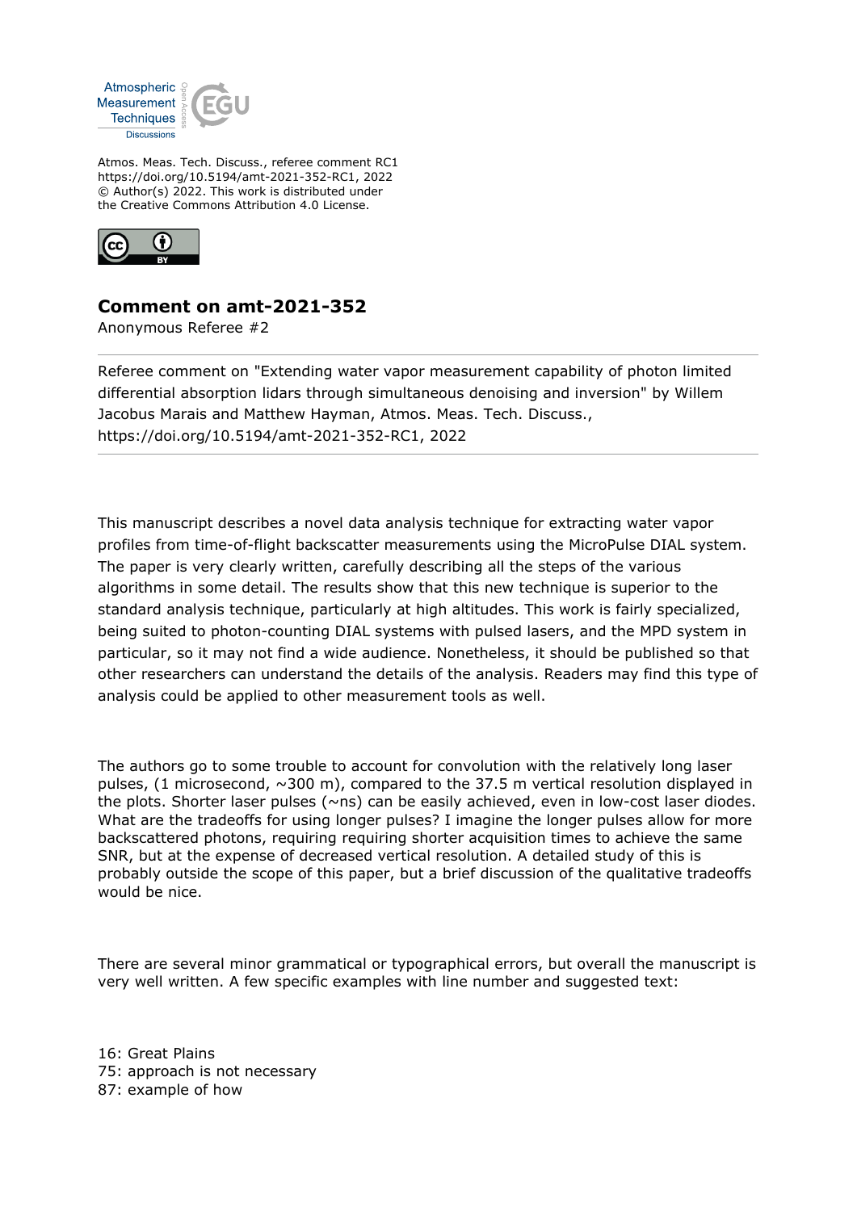Atmospheric Measurement Techniques Discussions

Atmos. Meas. Tech. Discuss., referee comment RC1
https://doi.org/10.5194/amt-2021-352-RC1, 2022
© Author(s) 2022. This work is distributed under
the Creative Commons Attribution 4.0 License.

## Comment on amt-2021-352

Anonymous Referee #2

---

Referee comment on "Extending water vapor measurement capability of photon limited differential absorption lidars through simultaneous denoising and inversion" by Willem Jacobus Marais and Matthew Hayman, Atmos. Meas. Tech. Discuss., https://doi.org/10.5194/amt-2021-352-RC1, 2022

---

This manuscript describes a novel data analysis technique for extracting water vapor profiles from time-of-flight backscatter measurements using the MicroPulse DIAL system. The paper is very clearly written, carefully describing all the steps of the various algorithms in some detail. The results show that this new technique is superior to the standard analysis technique, particularly at high altitudes. This work is fairly specialized, being suited to photon-counting DIAL systems with pulsed lasers, and the MPD system in particular, so it may not find a wide audience. Nonetheless, it should be published so that other researchers can understand the details of the analysis. Readers may find this type of analysis could be applied to other measurement tools as well.

The authors go to some trouble to account for convolution with the relatively long laser pulses, (1 microsecond, ~300 m), compared to the 37.5 m vertical resolution displayed in the plots. Shorter laser pulses (~ns) can be easily achieved, even in low-cost laser diodes. What are the tradeoffs for using longer pulses? I imagine the longer pulses allow for more backscattered photons, requiring requiring shorter acquisition times to achieve the same SNR, but at the expense of decreased vertical resolution. A detailed study of this is probably outside the scope of this paper, but a brief discussion of the qualitative tradeoffs would be nice.

There are several minor grammatical or typographical errors, but overall the manuscript is very well written. A few specific examples with line number and suggested text:

16: Great Plains
75: approach is not necessary
87: example of how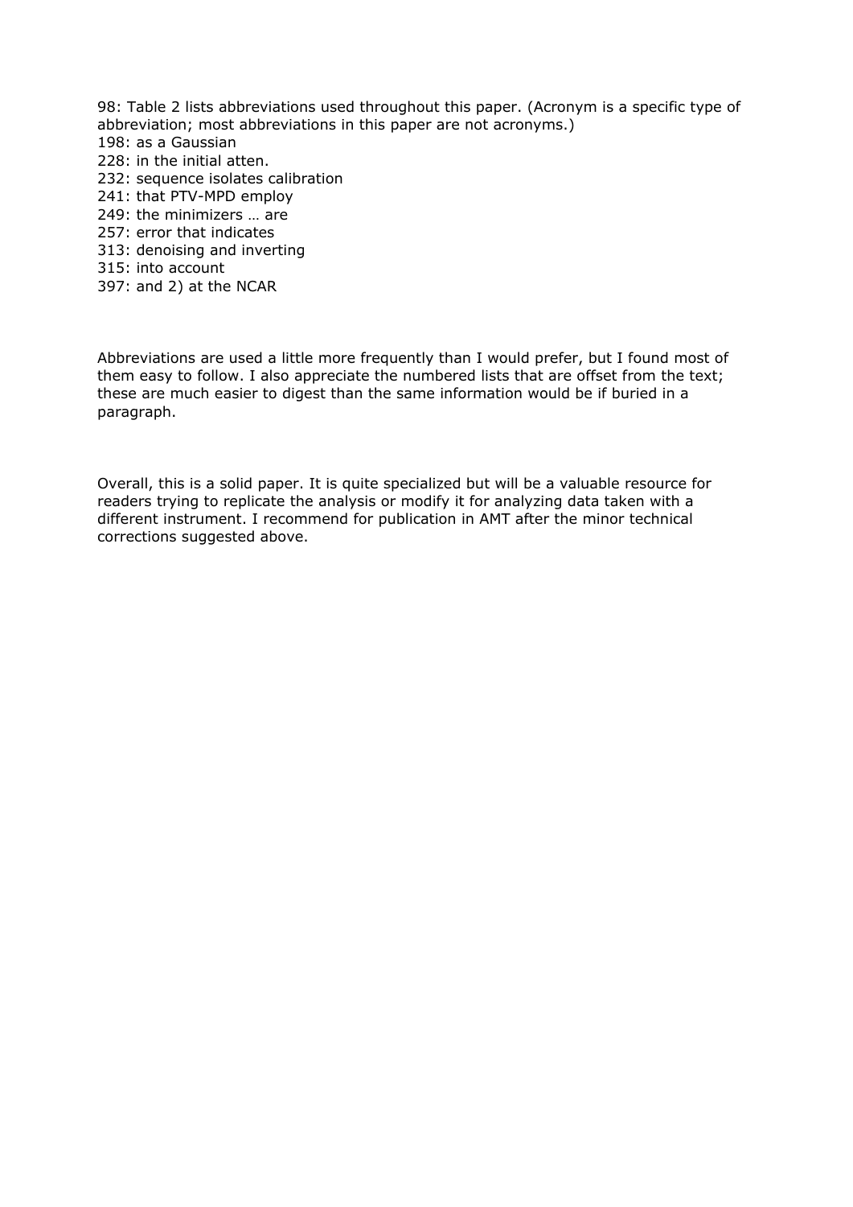98: Table 2 lists abbreviations used throughout this paper. (Acronym is a specific type of abbreviation; most abbreviations in this paper are not acronyms.)
198: as a Gaussian
228: in the initial atten.
232: sequence isolates calibration
241: that PTV-MPD employ
249: the minimizers … are
257: error that indicates
313: denoising and inverting
315: into account
397: and 2) at the NCAR

Abbreviations are used a little more frequently than I would prefer, but I found most of them easy to follow. I also appreciate the numbered lists that are offset from the text; these are much easier to digest than the same information would be if buried in a paragraph.

Overall, this is a solid paper. It is quite specialized but will be a valuable resource for readers trying to replicate the analysis or modify it for analyzing data taken with a different instrument. I recommend for publication in AMT after the minor technical corrections suggested above.